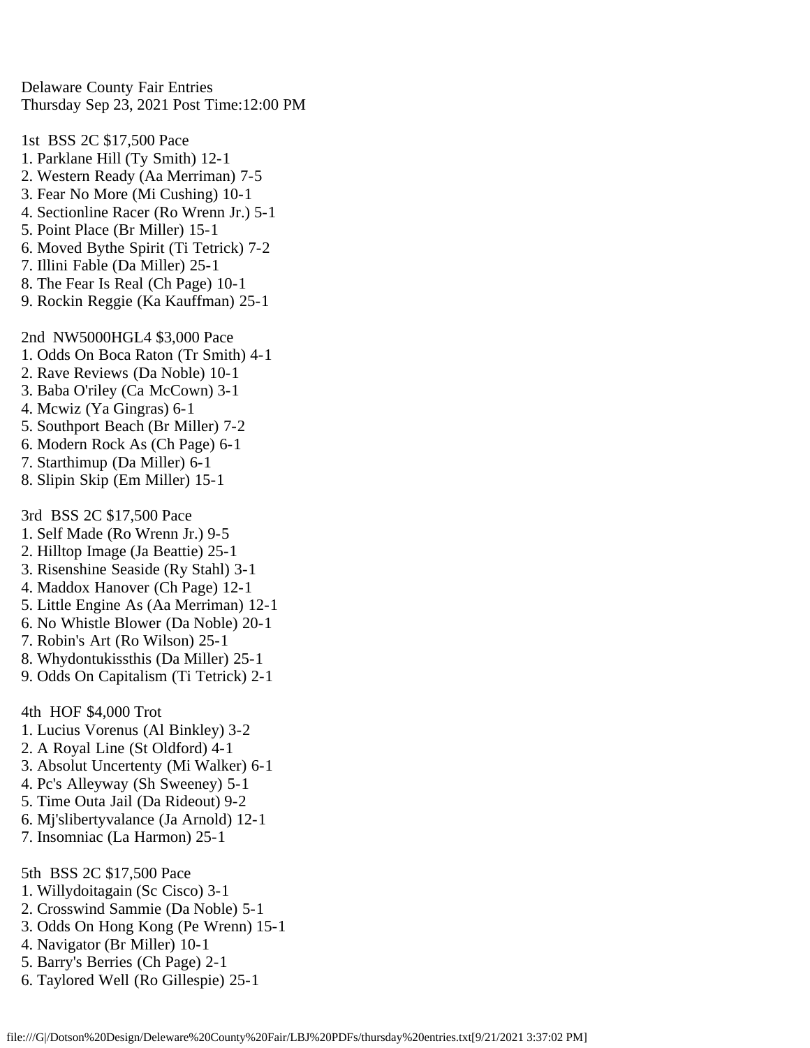Delaware County Fair Entries
Thursday Sep 23, 2021 Post Time:12:00 PM

1st BSS 2C $17,500 Pace
1. Parklane Hill (Ty Smith) 12-1
2. Western Ready (Aa Merriman) 7-5
3. Fear No More (Mi Cushing) 10-1
4. Sectionline Racer (Ro Wrenn Jr.) 5-1
5. Point Place (Br Miller) 15-1
6. Moved Bythe Spirit (Ti Tetrick) 7-2
7. Illini Fable (Da Miller) 25-1
8. The Fear Is Real (Ch Page) 10-1
9. Rockin Reggie (Ka Kauffman) 25-1

2nd NW5000HGL4 $3,000 Pace
1. Odds On Boca Raton (Tr Smith) 4-1
2. Rave Reviews (Da Noble) 10-1
3. Baba O'riley (Ca McCown) 3-1
4. Mcwiz (Ya Gingras) 6-1
5. Southport Beach (Br Miller) 7-2
6. Modern Rock As (Ch Page) 6-1
7. Starthimup (Da Miller) 6-1
8. Slipin Skip (Em Miller) 15-1

3rd BSS 2C $17,500 Pace
1. Self Made (Ro Wrenn Jr.) 9-5
2. Hilltop Image (Ja Beattie) 25-1
3. Risenshine Seaside (Ry Stahl) 3-1
4. Maddox Hanover (Ch Page) 12-1
5. Little Engine As (Aa Merriman) 12-1
6. No Whistle Blower (Da Noble) 20-1
7. Robin's Art (Ro Wilson) 25-1
8. Whydontukissthis (Da Miller) 25-1
9. Odds On Capitalism (Ti Tetrick) 2-1

4th HOF $4,000 Trot
1. Lucius Vorenus (Al Binkley) 3-2
2. A Royal Line (St Oldford) 4-1
3. Absolut Uncertenty (Mi Walker) 6-1
4. Pc's Alleyway (Sh Sweeney) 5-1
5. Time Outa Jail (Da Rideout) 9-2
6. Mj'slibertyvalance (Ja Arnold) 12-1
7. Insomniac (La Harmon) 25-1

5th BSS 2C $17,500 Pace
1. Willydoitagain (Sc Cisco) 3-1
2. Crosswind Sammie (Da Noble) 5-1
3. Odds On Hong Kong (Pe Wrenn) 15-1
4. Navigator (Br Miller) 10-1
5. Barry's Berries (Ch Page) 2-1
6. Taylored Well (Ro Gillespie) 25-1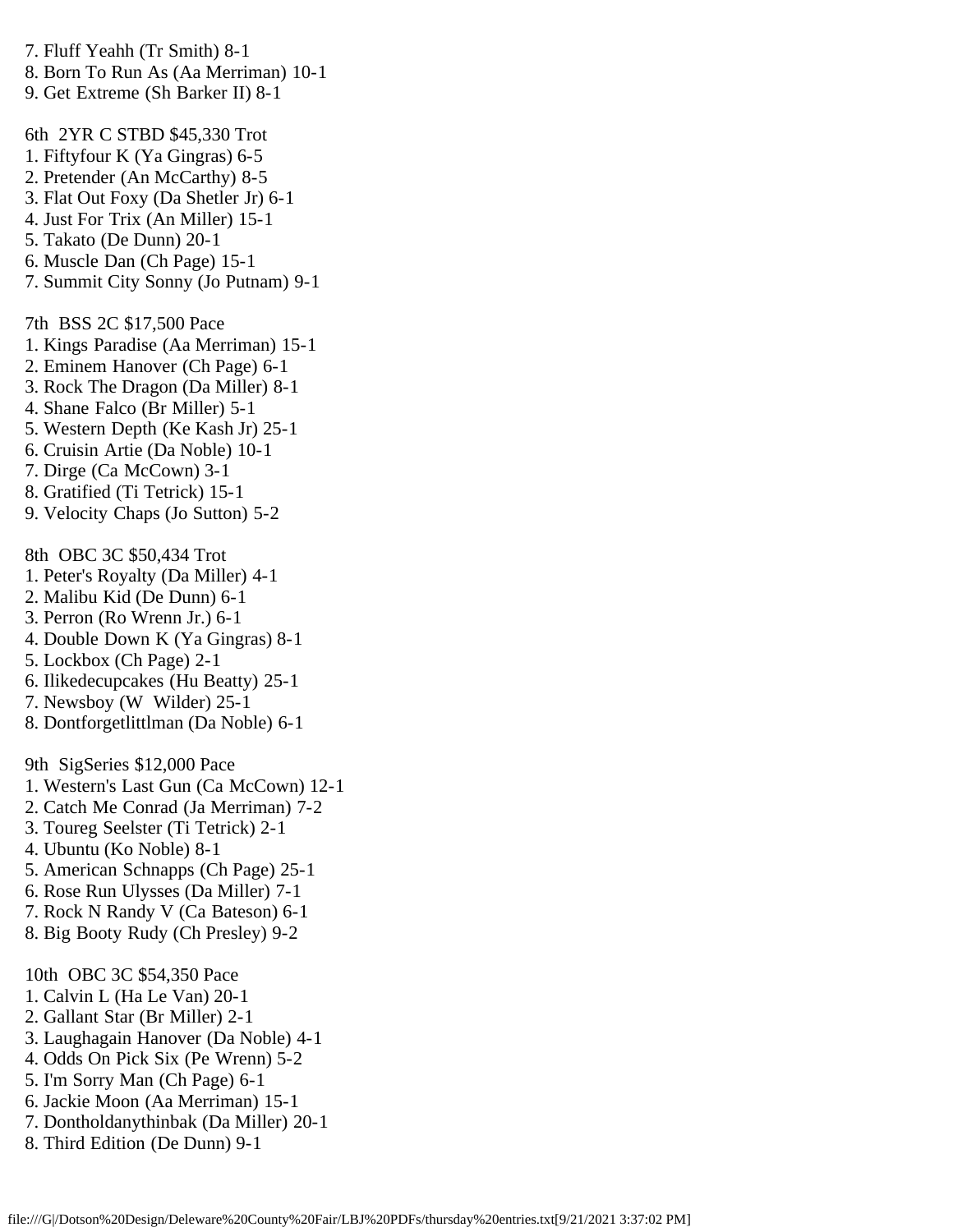7. Fluff Yeahh (Tr Smith) 8-1
8. Born To Run As (Aa Merriman) 10-1
9. Get Extreme (Sh Barker II) 8-1

6th 2YR C STBD $45,330 Trot
1. Fiftyfour K (Ya Gingras) 6-5
2. Pretender (An McCarthy) 8-5
3. Flat Out Foxy (Da Shetler Jr) 6-1
4. Just For Trix (An Miller) 15-1
5. Takato (De Dunn) 20-1
6. Muscle Dan (Ch Page) 15-1
7. Summit City Sonny (Jo Putnam) 9-1

7th BSS 2C $17,500 Pace
1. Kings Paradise (Aa Merriman) 15-1
2. Eminem Hanover (Ch Page) 6-1
3. Rock The Dragon (Da Miller) 8-1
4. Shane Falco (Br Miller) 5-1
5. Western Depth (Ke Kash Jr) 25-1
6. Cruisin Artie (Da Noble) 10-1
7. Dirge (Ca McCown) 3-1
8. Gratified (Ti Tetrick) 15-1
9. Velocity Chaps (Jo Sutton) 5-2

8th OBC 3C $50,434 Trot
1. Peter's Royalty (Da Miller) 4-1
2. Malibu Kid (De Dunn) 6-1
3. Perron (Ro Wrenn Jr.) 6-1
4. Double Down K (Ya Gingras) 8-1
5. Lockbox (Ch Page) 2-1
6. Ilikedecupcakes (Hu Beatty) 25-1
7. Newsboy (W Wilder) 25-1
8. Dontforgetlittlman (Da Noble) 6-1

9th SigSeries $12,000 Pace
1. Western's Last Gun (Ca McCown) 12-1
2. Catch Me Conrad (Ja Merriman) 7-2
3. Toureg Seelster (Ti Tetrick) 2-1
4. Ubuntu (Ko Noble) 8-1
5. American Schnapps (Ch Page) 25-1
6. Rose Run Ulysses (Da Miller) 7-1
7. Rock N Randy V (Ca Bateson) 6-1
8. Big Booty Rudy (Ch Presley) 9-2

10th OBC 3C $54,350 Pace
1. Calvin L (Ha Le Van) 20-1
2. Gallant Star (Br Miller) 2-1
3. Laughagain Hanover (Da Noble) 4-1
4. Odds On Pick Six (Pe Wrenn) 5-2
5. I'm Sorry Man (Ch Page) 6-1
6. Jackie Moon (Aa Merriman) 15-1
7. Dontholdanythinbak (Da Miller) 20-1
8. Third Edition (De Dunn) 9-1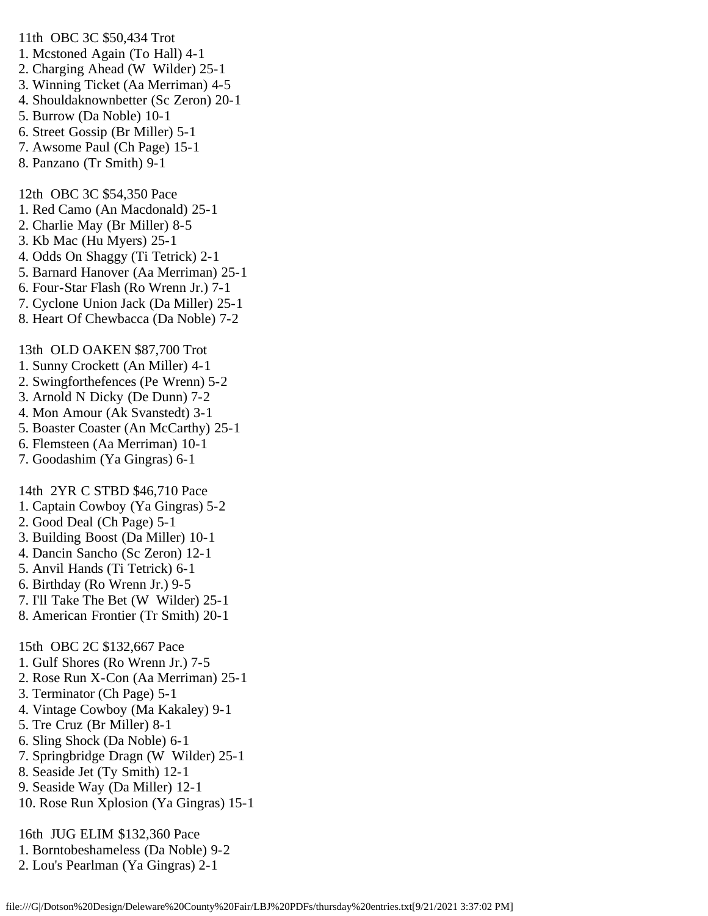11th OBC 3C $50,434 Trot
1. Mcstoned Again (To Hall) 4-1
2. Charging Ahead (W Wilder) 25-1
3. Winning Ticket (Aa Merriman) 4-5
4. Shouldaknownbetter (Sc Zeron) 20-1
5. Burrow (Da Noble) 10-1
6. Street Gossip (Br Miller) 5-1
7. Awsome Paul (Ch Page) 15-1
8. Panzano (Tr Smith) 9-1

12th OBC 3C $54,350 Pace
1. Red Camo (An Macdonald) 25-1
2. Charlie May (Br Miller) 8-5
3. Kb Mac (Hu Myers) 25-1
4. Odds On Shaggy (Ti Tetrick) 2-1
5. Barnard Hanover (Aa Merriman) 25-1
6. Four-Star Flash (Ro Wrenn Jr.) 7-1
7. Cyclone Union Jack (Da Miller) 25-1
8. Heart Of Chewbacca (Da Noble) 7-2

13th OLD OAKEN $87,700 Trot
1. Sunny Crockett (An Miller) 4-1
2. Swingforthefences (Pe Wrenn) 5-2
3. Arnold N Dicky (De Dunn) 7-2
4. Mon Amour (Ak Svanstedt) 3-1
5. Boaster Coaster (An McCarthy) 25-1
6. Flemsteen (Aa Merriman) 10-1
7. Goodashim (Ya Gingras) 6-1

14th 2YR C STBD $46,710 Pace
1. Captain Cowboy (Ya Gingras) 5-2
2. Good Deal (Ch Page) 5-1
3. Building Boost (Da Miller) 10-1
4. Dancin Sancho (Sc Zeron) 12-1
5. Anvil Hands (Ti Tetrick) 6-1
6. Birthday (Ro Wrenn Jr.) 9-5
7. I'll Take The Bet (W Wilder) 25-1
8. American Frontier (Tr Smith) 20-1

15th OBC 2C $132,667 Pace
1. Gulf Shores (Ro Wrenn Jr.) 7-5
2. Rose Run X-Con (Aa Merriman) 25-1
3. Terminator (Ch Page) 5-1
4. Vintage Cowboy (Ma Kakaley) 9-1
5. Tre Cruz (Br Miller) 8-1
6. Sling Shock (Da Noble) 6-1
7. Springbridge Dragn (W Wilder) 25-1
8. Seaside Jet (Ty Smith) 12-1
9. Seaside Way (Da Miller) 12-1
10. Rose Run Xplosion (Ya Gingras) 15-1

16th JUG ELIM $132,360 Pace
1. Borntobeshameless (Da Noble) 9-2
2. Lou's Pearlman (Ya Gingras) 2-1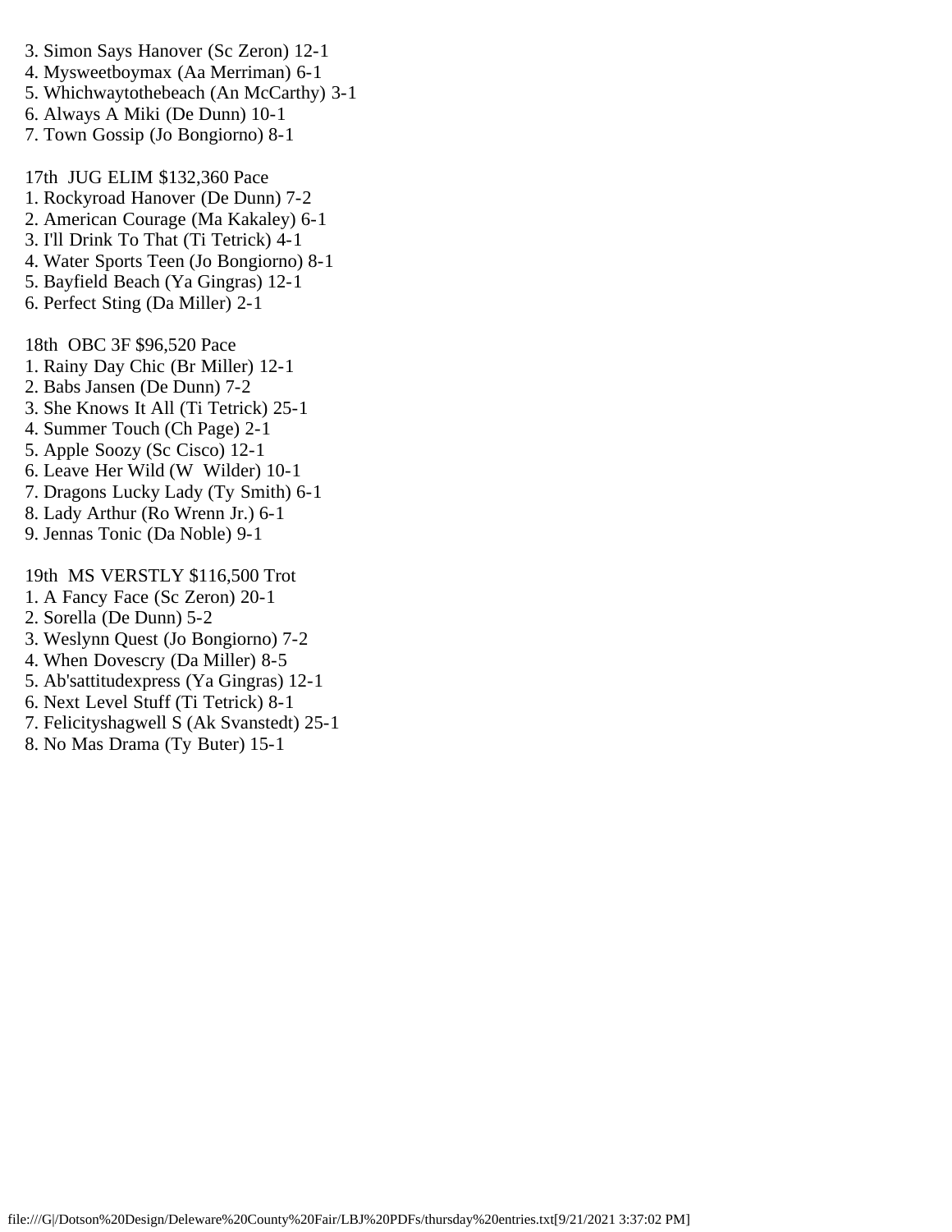3. Simon Says Hanover (Sc Zeron) 12-1
4. Mysweetboymax (Aa Merriman) 6-1
5. Whichwaytothebeach (An McCarthy) 3-1
6. Always A Miki (De Dunn) 10-1
7. Town Gossip (Jo Bongiorno) 8-1

17th  JUG ELIM $132,360 Pace
1. Rockyroad Hanover (De Dunn) 7-2
2. American Courage (Ma Kakaley) 6-1
3. I'll Drink To That (Ti Tetrick) 4-1
4. Water Sports Teen (Jo Bongiorno) 8-1
5. Bayfield Beach (Ya Gingras) 12-1
6. Perfect Sting (Da Miller) 2-1

18th  OBC 3F $96,520 Pace
1. Rainy Day Chic (Br Miller) 12-1
2. Babs Jansen (De Dunn) 7-2
3. She Knows It All (Ti Tetrick) 25-1
4. Summer Touch (Ch Page) 2-1
5. Apple Soozy (Sc Cisco) 12-1
6. Leave Her Wild (W  Wilder) 10-1
7. Dragons Lucky Lady (Ty Smith) 6-1
8. Lady Arthur (Ro Wrenn Jr.) 6-1
9. Jennas Tonic (Da Noble) 9-1

19th  MS VERSTLY $116,500 Trot
1. A Fancy Face (Sc Zeron) 20-1
2. Sorella (De Dunn) 5-2
3. Weslynn Quest (Jo Bongiorno) 7-2
4. When Dovescry (Da Miller) 8-5
5. Ab'sattitudexpress (Ya Gingras) 12-1
6. Next Level Stuff (Ti Tetrick) 8-1
7. Felicityshagwell S (Ak Svanstedt) 25-1
8. No Mas Drama (Ty Buter) 15-1